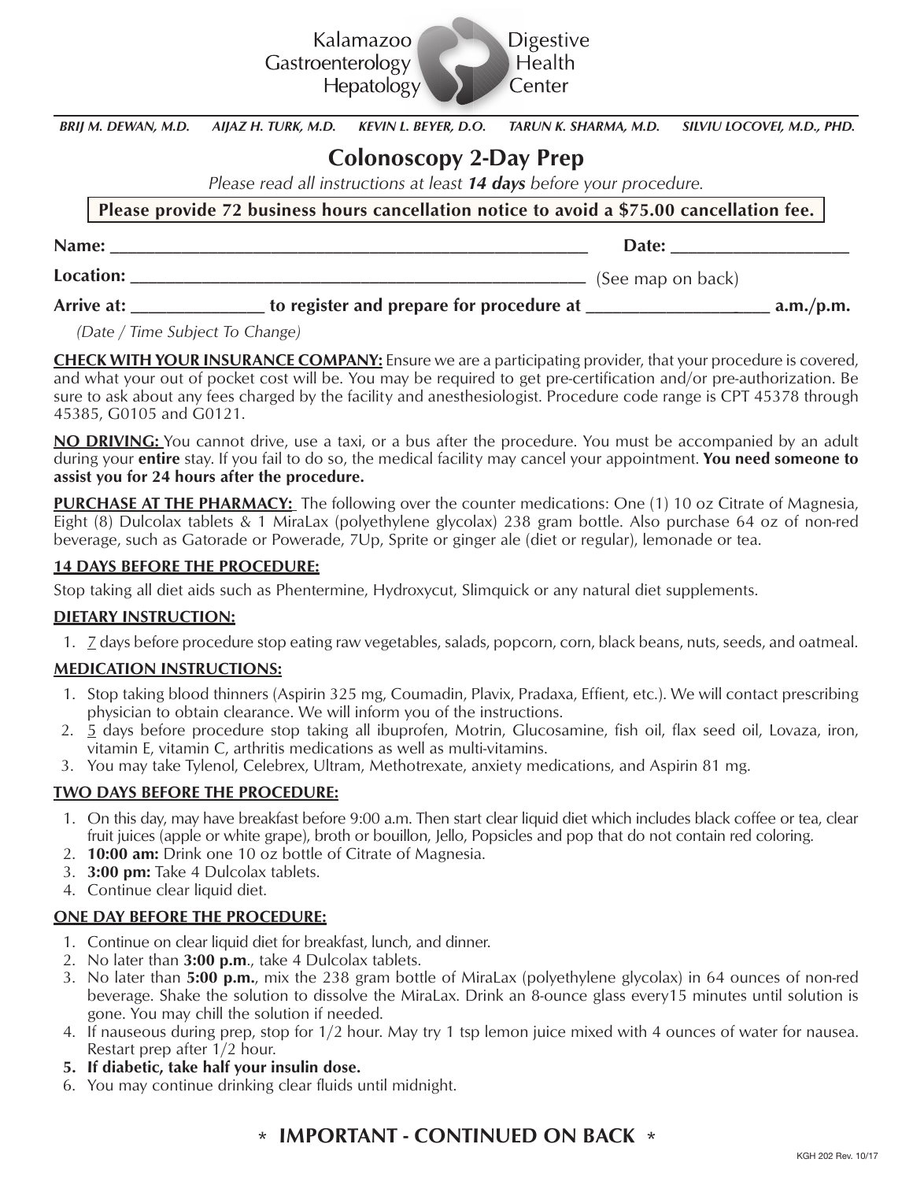Kalamazoo Gastroenterology Hepatology — Digestive Health Center

*BRIJ M. DEWAN, M.D.   AIJAZ H. TURK, M.D.   KEVIN L. BEYER, D.O.   TARUN K. SHARMA, M.D.   SILVIU LOCOVEI, M.D., PHD.*

# Colonoscopy 2-Day Prep

*Please read all instructions at least **14 days** before your procedure.*

**Please provide 72 business hours cancellation notice to avoid a $75.00 cancellation fee.**

**Name:** ______________________________ **Date:** ______________

**Location:** ______________________________ (See map on back)

**Arrive at:** ____________ **to register and prepare for procedure at** ______________ **a.m./p.m.**

*(Date / Time Subject To Change)*

**CHECK WITH YOUR INSURANCE COMPANY:** Ensure we are a participating provider, that your procedure is covered, and what your out of pocket cost will be. You may be required to get pre-certification and/or pre-authorization. Be sure to ask about any fees charged by the facility and anesthesiologist. Procedure code range is CPT 45378 through 45385, G0105 and G0121.

**NO DRIVING:** You cannot drive, use a taxi, or a bus after the procedure. You must be accompanied by an adult during your **entire** stay. If you fail to do so, the medical facility may cancel your appointment. **You need someone to assist you for 24 hours after the procedure.**

**PURCHASE AT THE PHARMACY:** The following over the counter medications: One (1) 10 oz Citrate of Magnesia, Eight (8) Dulcolax tablets & 1 MiraLax (polyethylene glycolax) 238 gram bottle. Also purchase 64 oz of non-red beverage, such as Gatorade or Powerade, 7Up, Sprite or ginger ale (diet or regular), lemonade or tea.

## 14 DAYS BEFORE THE PROCEDURE:

Stop taking all diet aids such as Phentermine, Hydroxycut, Slimquick or any natural diet supplements.

## DIETARY INSTRUCTION:

1. 7 days before procedure stop eating raw vegetables, salads, popcorn, corn, black beans, nuts, seeds, and oatmeal.

## MEDICATION INSTRUCTIONS:

1. Stop taking blood thinners (Aspirin 325 mg, Coumadin, Plavix, Pradaxa, Effient, etc.). We will contact prescribing physician to obtain clearance. We will inform you of the instructions.
2. 5 days before procedure stop taking all ibuprofen, Motrin, Glucosamine, fish oil, flax seed oil, Lovaza, iron, vitamin E, vitamin C, arthritis medications as well as multi-vitamins.
3. You may take Tylenol, Celebrex, Ultram, Methotrexate, anxiety medications, and Aspirin 81 mg.

## TWO DAYS BEFORE THE PROCEDURE:

1. On this day, may have breakfast before 9:00 a.m. Then start clear liquid diet which includes black coffee or tea, clear fruit juices (apple or white grape), broth or bouillon, Jello, Popsicles and pop that do not contain red coloring.
2. **10:00 am:** Drink one 10 oz bottle of Citrate of Magnesia.
3. **3:00 pm:** Take 4 Dulcolax tablets.
4. Continue clear liquid diet.

## ONE DAY BEFORE THE PROCEDURE:

1. Continue on clear liquid diet for breakfast, lunch, and dinner.
2. No later than **3:00 p.m**., take 4 Dulcolax tablets.
3. No later than **5:00 p.m.**, mix the 238 gram bottle of MiraLax (polyethylene glycolax) in 64 ounces of non-red beverage. Shake the solution to dissolve the MiraLax. Drink an 8-ounce glass every15 minutes until solution is gone. You may chill the solution if needed.
4. If nauseous during prep, stop for 1/2 hour. May try 1 tsp lemon juice mixed with 4 ounces of water for nausea. Restart prep after 1/2 hour.
5. **If diabetic, take half your insulin dose.**
6. You may continue drinking clear fluids until midnight.

**\* IMPORTANT - CONTINUED ON BACK \***

KGH 202 Rev. 10/17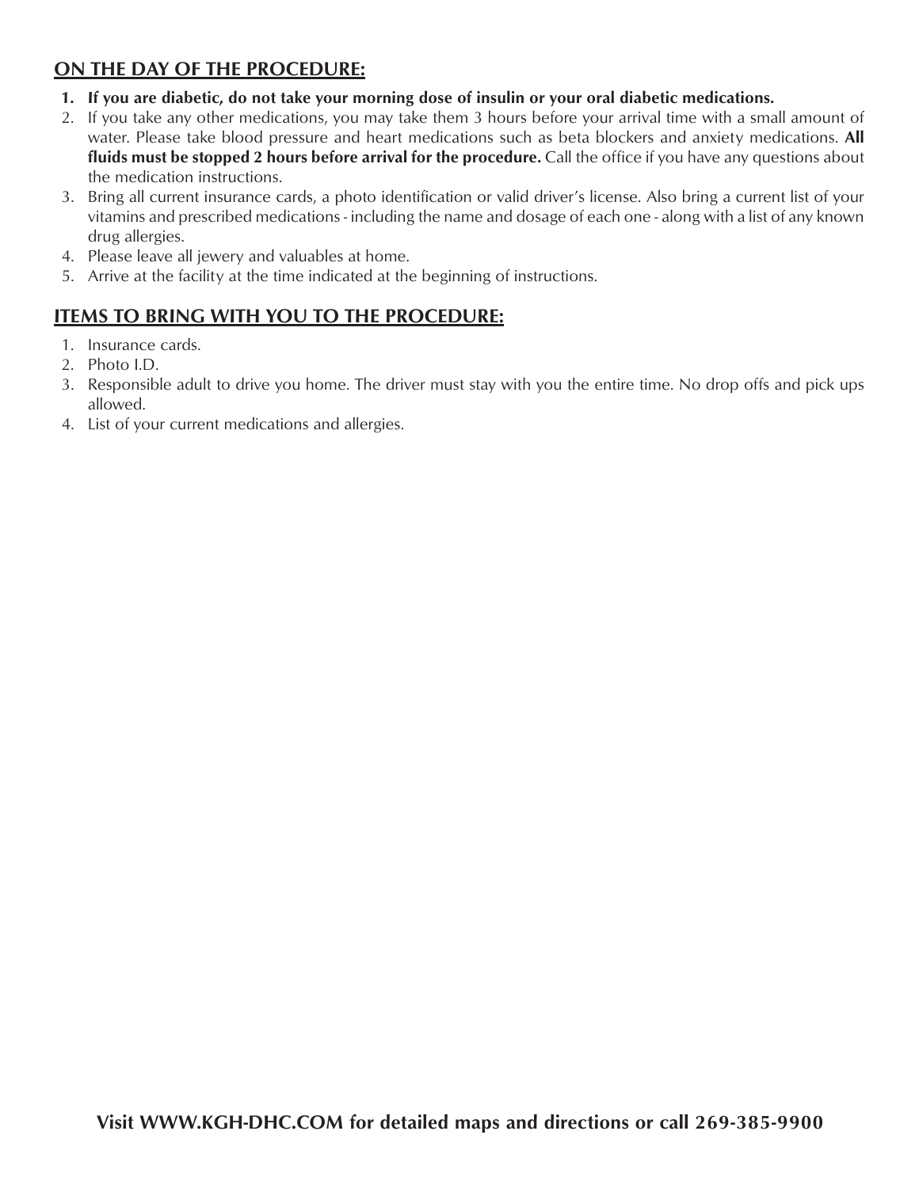## ON THE DAY OF THE PROCEDURE:

1. **If you are diabetic, do not take your morning dose of insulin or your oral diabetic medications.**
2. If you take any other medications, you may take them 3 hours before your arrival time with a small amount of water. Please take blood pressure and heart medications such as beta blockers and anxiety medications. **All fluids must be stopped 2 hours before arrival for the procedure.** Call the office if you have any questions about the medication instructions.
3. Bring all current insurance cards, a photo identification or valid driver's license. Also bring a current list of your vitamins and prescribed medications - including the name and dosage of each one - along with a list of any known drug allergies.
4. Please leave all jewery and valuables at home.
5. Arrive at the facility at the time indicated at the beginning of instructions.

## ITEMS TO BRING WITH YOU TO THE PROCEDURE:

1. Insurance cards.
2. Photo I.D.
3. Responsible adult to drive you home. The driver must stay with you the entire time. No drop offs and pick ups allowed.
4. List of your current medications and allergies.

**Visit WWW.KGH-DHC.COM for detailed maps and directions or call 269-385-9900**